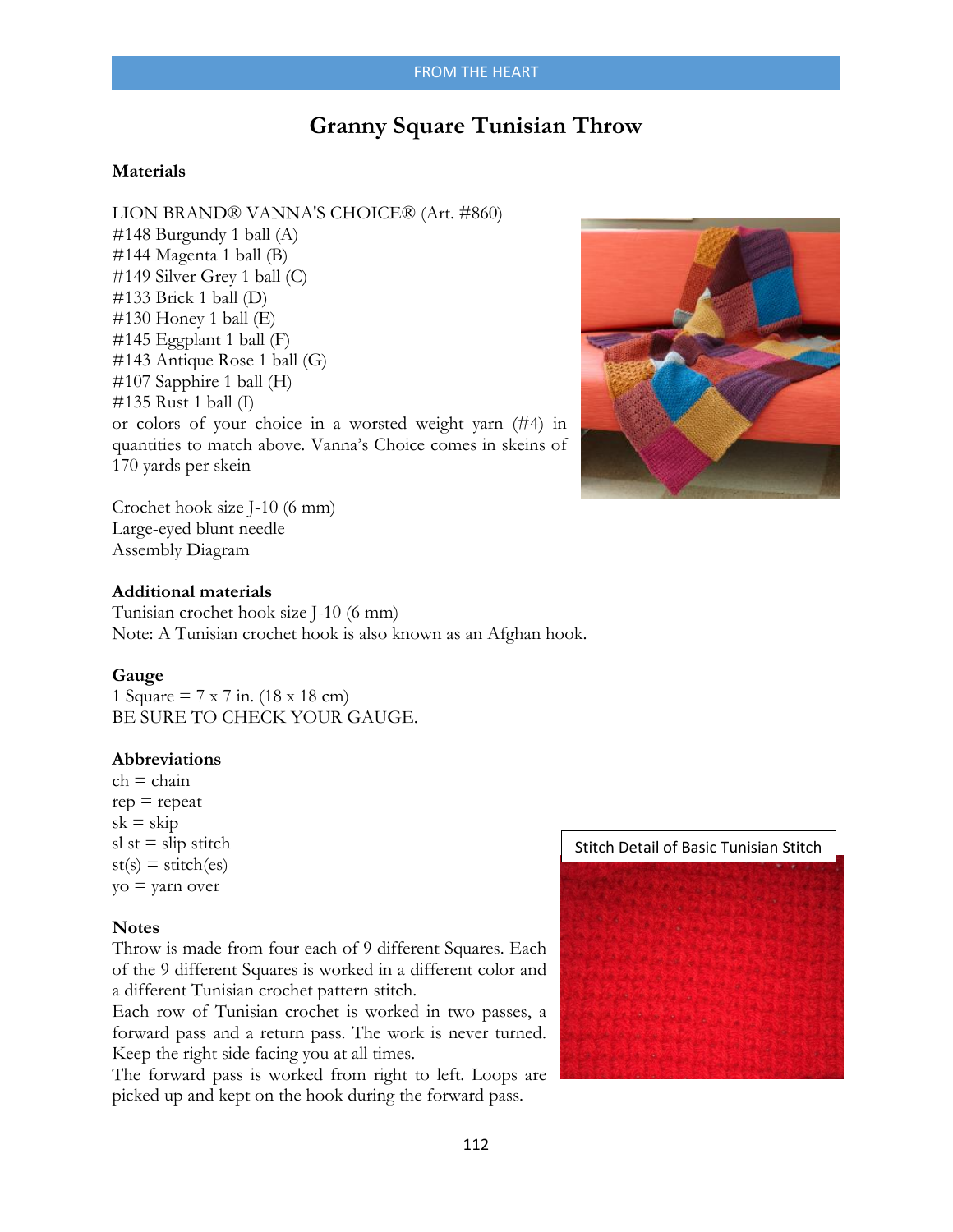# Granny Square Tunisian Throw

## Materials

LION BRAND® VANNA'S CHOICE® (Art. #860)
#148 Burgundy 1 ball (A)
#144 Magenta 1 ball (B)
#149 Silver Grey 1 ball (C)
#133 Brick 1 ball (D)
#130 Honey 1 ball (E)
#145 Eggplant 1 ball (F)
#143 Antique Rose 1 ball (G)
#107 Sapphire 1 ball (H)
#135 Rust 1 ball (I)
or colors of your choice in a worsted weight yarn (#4) in quantities to match above. Vanna's Choice comes in skeins of 170 yards per skein

Crochet hook size J-10 (6 mm)
Large-eyed blunt needle
Assembly Diagram

**Additional materials**
Tunisian crochet hook size J-10 (6 mm)
Note: A Tunisian crochet hook is also known as an Afghan hook.

## Gauge

1 Square = 7 x 7 in. (18 x 18 cm)
BE SURE TO CHECK YOUR GAUGE.

## Abbreviations

ch = chain
rep = repeat
sk = skip
sl st = slip stitch
st(s) = stitch(es)
yo = yarn over

## Notes

Throw is made from four each of 9 different Squares. Each of the 9 different Squares is worked in a different color and a different Tunisian crochet pattern stitch.
Each row of Tunisian crochet is worked in two passes, a forward pass and a return pass. The work is never turned. Keep the right side facing you at all times.
The forward pass is worked from right to left. Loops are picked up and kept on the hook during the forward pass.

Stitch Detail of Basic Tunisian Stitch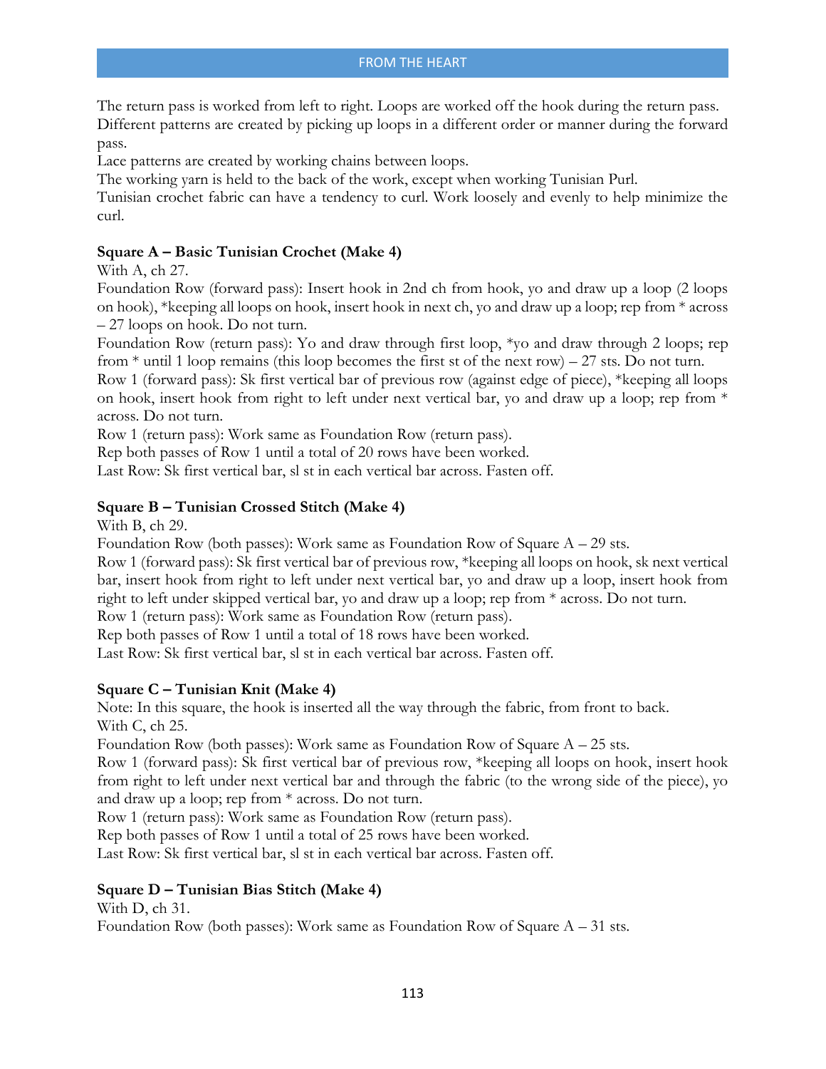The return pass is worked from left to right. Loops are worked off the hook during the return pass.
Different patterns are created by picking up loops in a different order or manner during the forward pass.
Lace patterns are created by working chains between loops.
The working yarn is held to the back of the work, except when working Tunisian Purl.
Tunisian crochet fabric can have a tendency to curl. Work loosely and evenly to help minimize the curl.

**Square A – Basic Tunisian Crochet (Make 4)**

With A, ch 27.

Foundation Row (forward pass): Insert hook in 2nd ch from hook, yo and draw up a loop (2 loops on hook), *keeping all loops on hook, insert hook in next ch, yo and draw up a loop; rep from * across – 27 loops on hook. Do not turn.

Foundation Row (return pass): Yo and draw through first loop, *yo and draw through 2 loops; rep from * until 1 loop remains (this loop becomes the first st of the next row) – 27 sts. Do not turn.

Row 1 (forward pass): Sk first vertical bar of previous row (against edge of piece), *keeping all loops on hook, insert hook from right to left under next vertical bar, yo and draw up a loop; rep from * across. Do not turn.

Row 1 (return pass): Work same as Foundation Row (return pass).

Rep both passes of Row 1 until a total of 20 rows have been worked.

Last Row: Sk first vertical bar, sl st in each vertical bar across. Fasten off.

**Square B – Tunisian Crossed Stitch (Make 4)**

With B, ch 29.

Foundation Row (both passes): Work same as Foundation Row of Square A – 29 sts.

Row 1 (forward pass): Sk first vertical bar of previous row, *keeping all loops on hook, sk next vertical bar, insert hook from right to left under next vertical bar, yo and draw up a loop, insert hook from right to left under skipped vertical bar, yo and draw up a loop; rep from * across. Do not turn.

Row 1 (return pass): Work same as Foundation Row (return pass).

Rep both passes of Row 1 until a total of 18 rows have been worked.

Last Row: Sk first vertical bar, sl st in each vertical bar across. Fasten off.

**Square C – Tunisian Knit (Make 4)**

Note: In this square, the hook is inserted all the way through the fabric, from front to back.

With C, ch 25.

Foundation Row (both passes): Work same as Foundation Row of Square A – 25 sts.

Row 1 (forward pass): Sk first vertical bar of previous row, *keeping all loops on hook, insert hook from right to left under next vertical bar and through the fabric (to the wrong side of the piece), yo and draw up a loop; rep from * across. Do not turn.

Row 1 (return pass): Work same as Foundation Row (return pass).

Rep both passes of Row 1 until a total of 25 rows have been worked.

Last Row: Sk first vertical bar, sl st in each vertical bar across. Fasten off.

**Square D – Tunisian Bias Stitch (Make 4)**

With D, ch 31.

Foundation Row (both passes): Work same as Foundation Row of Square A – 31 sts.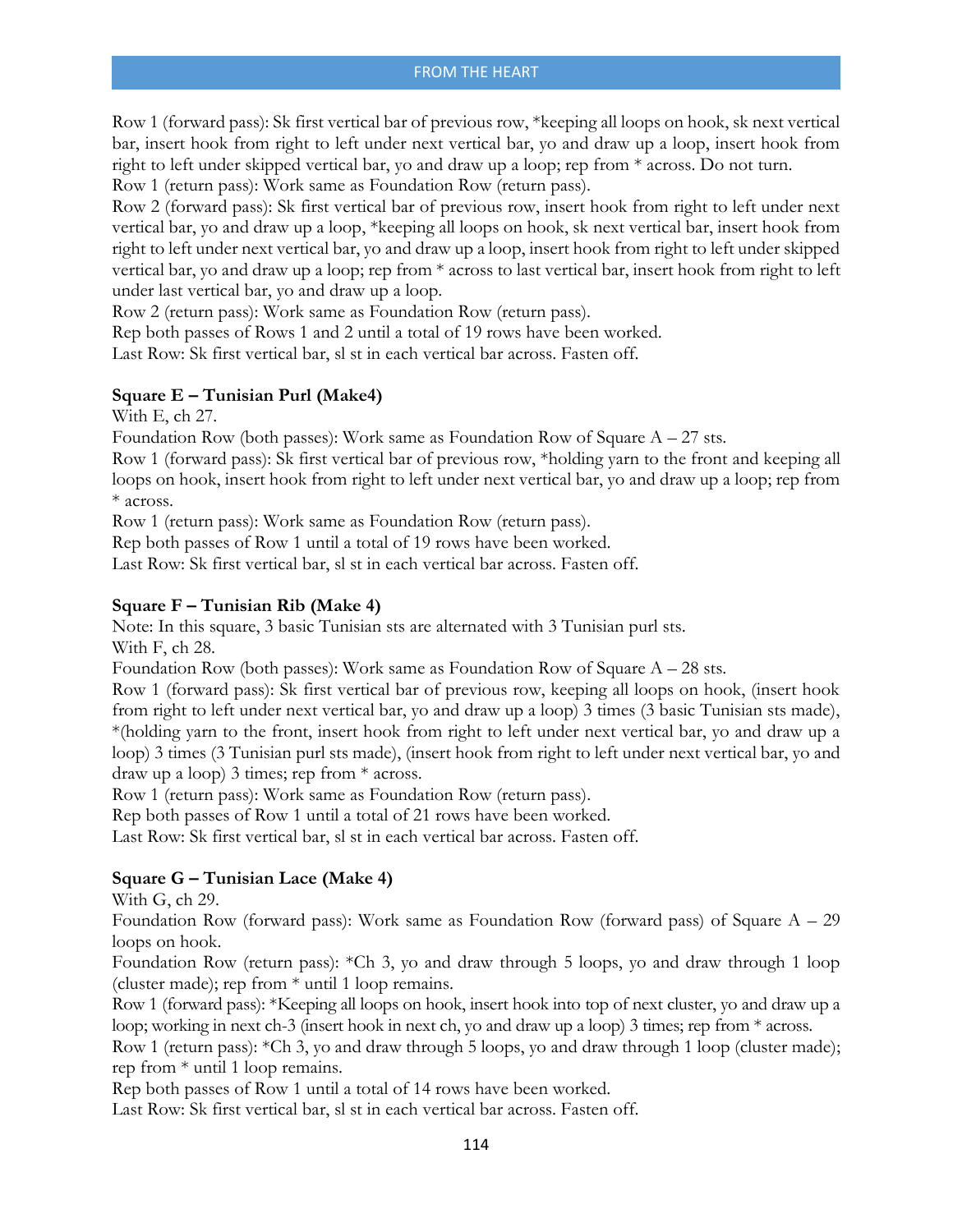Row 1 (forward pass): Sk first vertical bar of previous row, *keeping all loops on hook, sk next vertical bar, insert hook from right to left under next vertical bar, yo and draw up a loop, insert hook from right to left under skipped vertical bar, yo and draw up a loop; rep from * across. Do not turn.
Row 1 (return pass): Work same as Foundation Row (return pass).
Row 2 (forward pass): Sk first vertical bar of previous row, insert hook from right to left under next vertical bar, yo and draw up a loop, *keeping all loops on hook, sk next vertical bar, insert hook from right to left under next vertical bar, yo and draw up a loop, insert hook from right to left under skipped vertical bar, yo and draw up a loop; rep from * across to last vertical bar, insert hook from right to left under last vertical bar, yo and draw up a loop.
Row 2 (return pass): Work same as Foundation Row (return pass).
Rep both passes of Rows 1 and 2 until a total of 19 rows have been worked.
Last Row: Sk first vertical bar, sl st in each vertical bar across. Fasten off.

**Square E – Tunisian Purl (Make4)**
With E, ch 27.
Foundation Row (both passes): Work same as Foundation Row of Square A – 27 sts.
Row 1 (forward pass): Sk first vertical bar of previous row, *holding yarn to the front and keeping all loops on hook, insert hook from right to left under next vertical bar, yo and draw up a loop; rep from * across.
Row 1 (return pass): Work same as Foundation Row (return pass).
Rep both passes of Row 1 until a total of 19 rows have been worked.
Last Row: Sk first vertical bar, sl st in each vertical bar across. Fasten off.

**Square F – Tunisian Rib (Make 4)**
Note: In this square, 3 basic Tunisian sts are alternated with 3 Tunisian purl sts.
With F, ch 28.
Foundation Row (both passes): Work same as Foundation Row of Square A – 28 sts.
Row 1 (forward pass): Sk first vertical bar of previous row, keeping all loops on hook, (insert hook from right to left under next vertical bar, yo and draw up a loop) 3 times (3 basic Tunisian sts made), *(holding yarn to the front, insert hook from right to left under next vertical bar, yo and draw up a loop) 3 times (3 Tunisian purl sts made), (insert hook from right to left under next vertical bar, yo and draw up a loop) 3 times; rep from * across.
Row 1 (return pass): Work same as Foundation Row (return pass).
Rep both passes of Row 1 until a total of 21 rows have been worked.
Last Row: Sk first vertical bar, sl st in each vertical bar across. Fasten off.

**Square G – Tunisian Lace (Make 4)**
With G, ch 29.
Foundation Row (forward pass): Work same as Foundation Row (forward pass) of Square A – 29 loops on hook.
Foundation Row (return pass): *Ch 3, yo and draw through 5 loops, yo and draw through 1 loop (cluster made); rep from * until 1 loop remains.
Row 1 (forward pass): *Keeping all loops on hook, insert hook into top of next cluster, yo and draw up a loop; working in next ch-3 (insert hook in next ch, yo and draw up a loop) 3 times; rep from * across.
Row 1 (return pass): *Ch 3, yo and draw through 5 loops, yo and draw through 1 loop (cluster made); rep from * until 1 loop remains.
Rep both passes of Row 1 until a total of 14 rows have been worked.
Last Row: Sk first vertical bar, sl st in each vertical bar across. Fasten off.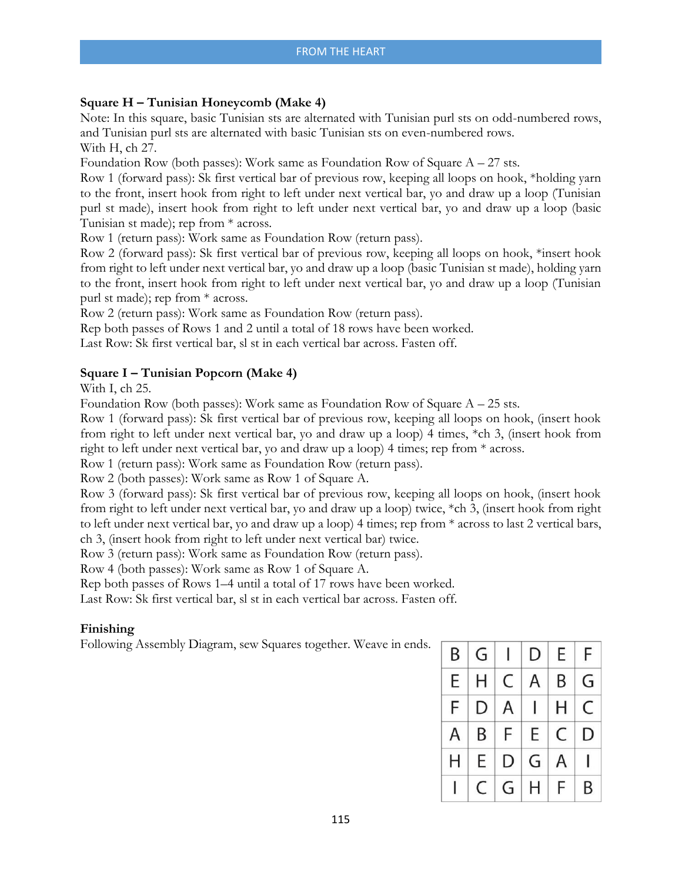**Square H – Tunisian Honeycomb (Make 4)**

Note: In this square, basic Tunisian sts are alternated with Tunisian purl sts on odd-numbered rows, and Tunisian purl sts are alternated with basic Tunisian sts on even-numbered rows.

With H, ch 27.

Foundation Row (both passes): Work same as Foundation Row of Square A – 27 sts.

Row 1 (forward pass): Sk first vertical bar of previous row, keeping all loops on hook, *holding yarn to the front, insert hook from right to left under next vertical bar, yo and draw up a loop (Tunisian purl st made), insert hook from right to left under next vertical bar, yo and draw up a loop (basic Tunisian st made); rep from * across.

Row 1 (return pass): Work same as Foundation Row (return pass).

Row 2 (forward pass): Sk first vertical bar of previous row, keeping all loops on hook, *insert hook from right to left under next vertical bar, yo and draw up a loop (basic Tunisian st made), holding yarn to the front, insert hook from right to left under next vertical bar, yo and draw up a loop (Tunisian purl st made); rep from * across.

Row 2 (return pass): Work same as Foundation Row (return pass).

Rep both passes of Rows 1 and 2 until a total of 18 rows have been worked.

Last Row: Sk first vertical bar, sl st in each vertical bar across. Fasten off.

**Square I – Tunisian Popcorn (Make 4)**

With I, ch 25.

Foundation Row (both passes): Work same as Foundation Row of Square A – 25 sts.

Row 1 (forward pass): Sk first vertical bar of previous row, keeping all loops on hook, (insert hook from right to left under next vertical bar, yo and draw up a loop) 4 times, *ch 3, (insert hook from right to left under next vertical bar, yo and draw up a loop) 4 times; rep from * across.

Row 1 (return pass): Work same as Foundation Row (return pass).

Row 2 (both passes): Work same as Row 1 of Square A.

Row 3 (forward pass): Sk first vertical bar of previous row, keeping all loops on hook, (insert hook from right to left under next vertical bar, yo and draw up a loop) twice, *ch 3, (insert hook from right to left under next vertical bar, yo and draw up a loop) 4 times; rep from * across to last 2 vertical bars, ch 3, (insert hook from right to left under next vertical bar) twice.

Row 3 (return pass): Work same as Foundation Row (return pass).

Row 4 (both passes): Work same as Row 1 of Square A.

Rep both passes of Rows 1–4 until a total of 17 rows have been worked.

Last Row: Sk first vertical bar, sl st in each vertical bar across. Fasten off.

**Finishing**

Following Assembly Diagram, sew Squares together. Weave in ends.

| | | | | | |
|---|---|---|---|---|---|
| B | G | I | D | E | F |
| E | H | C | A | B | G |
| F | D | A | I | H | C |
| A | B | F | E | C | D |
| H | E | D | G | A | I |
| I | C | G | H | F | B |